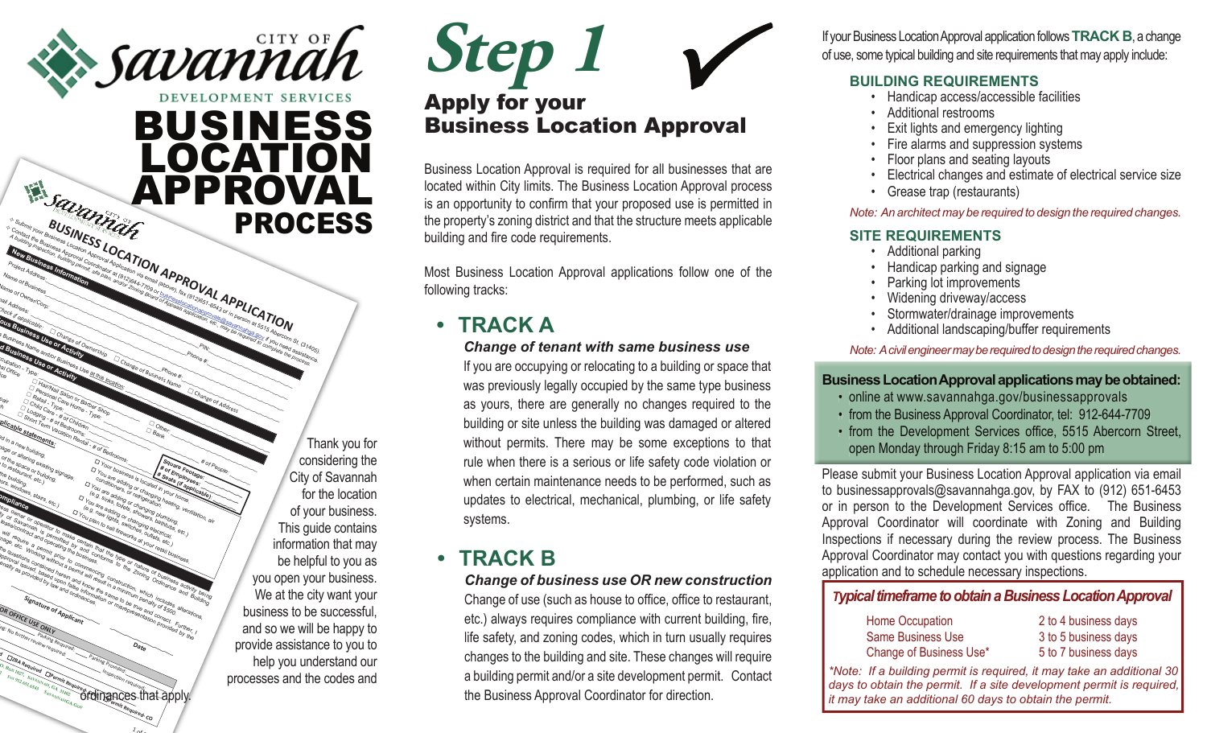CITY OF savannah

DEVELOPMENT SERVICES

# BUSINESS LOCATION APPROVAL PROCESS

Thank you for considering the City of Savannah for the location of your business. This guide contains information that may be helpful to you as you open your business. We at the city want your business to be successful, and so we will be happy to provide assistance to you to help you understand our processes and the codes and ordinances that apply.

# Step 1

## Apply for your Business Location Approval

Business Location Approval is required for all businesses that are located within City limits. The Business Location Approval process is an opportunity to confirm that your proposed use is permitted in the property's zoning district and that the structure meets applicable building and fire code requirements.

Most Business Location Approval applications follow one of the following tracks:

- **TRACK A**

  ***Change of tenant with same business use***

  If you are occupying or relocating to a building or space that was previously legally occupied by the same type business as yours, there are generally no changes required to the building or site unless the building was damaged or altered without permits. There may be some exceptions to that rule when there is a serious or life safety code violation or when certain maintenance needs to be performed, such as updates to electrical, mechanical, plumbing, or life safety systems.

- **TRACK B**

  ***Change of business use OR new construction***

  Change of use (such as house to office, office to restaurant, etc.) always requires compliance with current building, fire, life safety, and zoning codes, which in turn usually requires changes to the building and site. These changes will require a building permit and/or a site development permit. Contact the Business Approval Coordinator for direction.

If your Business Location Approval application follows **TRACK B**, a change of use, some typical building and site requirements that may apply include:

### BUILDING REQUIREMENTS

- Handicap access/accessible facilities
- Additional restrooms
- Exit lights and emergency lighting
- Fire alarms and suppression systems
- Floor plans and seating layouts
- Electrical changes and estimate of electrical service size
- Grease trap (restaurants)

*Note: An architect may be required to design the required changes.*

### SITE REQUIREMENTS

- Additional parking
- Handicap parking and signage
- Parking lot improvements
- Widening driveway/access
- Stormwater/drainage improvements
- Additional landscaping/buffer requirements

*Note: A civil engineer may be required to design the required changes.*

**Business Location Approval applications may be obtained:**

- online at www.savannahga.gov/businessapprovals
- from the Business Approval Coordinator, tel: 912-644-7709
- from the Development Services office, 5515 Abercorn Street, open Monday through Friday 8:15 am to 5:00 pm

Please submit your Business Location Approval application via email to businessapprovals@savannahga.gov, by FAX to (912) 651-6453 or in person to the Development Services office. The Business Approval Coordinator will coordinate with Zoning and Building Inspections if necessary during the review process. The Business Approval Coordinator may contact you with questions regarding your application and to schedule necessary inspections.

***Typical timeframe to obtain a Business Location Approval***

| | |
|---|---|
| Home Occupation | 2 to 4 business days |
| Same Business Use | 3 to 5 business days |
| Change of Business Use* | 5 to 7 business days |

*\*Note: If a building permit is required, it may take an additional 30 days to obtain the permit. If a site development permit is required, it may take an additional 60 days to obtain the permit.*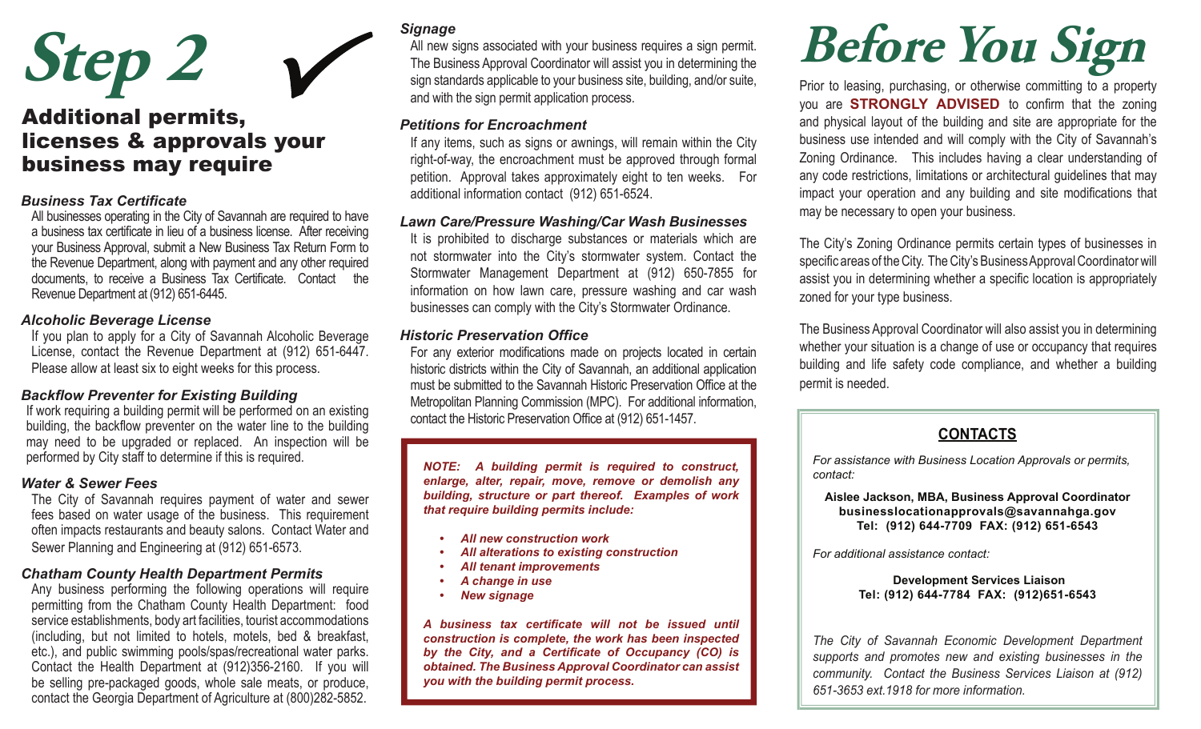# Step 2 ✓

## Additional permits, licenses & approvals your business may require

### *Business Tax Certificate*

All businesses operating in the City of Savannah are required to have a business tax certificate in lieu of a business license. After receiving your Business Approval, submit a New Business Tax Return Form to the Revenue Department, along with payment and any other required documents, to receive a Business Tax Certificate. Contact the Revenue Department at (912) 651-6445.

### *Alcoholic Beverage License*

If you plan to apply for a City of Savannah Alcoholic Beverage License, contact the Revenue Department at (912) 651-6447. Please allow at least six to eight weeks for this process.

### *Backflow Preventer for Existing Building*

If work requiring a building permit will be performed on an existing building, the backflow preventer on the water line to the building may need to be upgraded or replaced. An inspection will be performed by City staff to determine if this is required.

### *Water & Sewer Fees*

The City of Savannah requires payment of water and sewer fees based on water usage of the business. This requirement often impacts restaurants and beauty salons. Contact Water and Sewer Planning and Engineering at (912) 651-6573.

### *Chatham County Health Department Permits*

Any business performing the following operations will require permitting from the Chatham County Health Department: food service establishments, body art facilities, tourist accommodations (including, but not limited to hotels, motels, bed & breakfast, etc.), and public swimming pools/spas/recreational water parks. Contact the Health Department at (912)356-2160. If you will be selling pre-packaged goods, whole sale meats, or produce, contact the Georgia Department of Agriculture at (800)282-5852.

### *Signage*

All new signs associated with your business requires a sign permit. The Business Approval Coordinator will assist you in determining the sign standards applicable to your business site, building, and/or suite, and with the sign permit application process.

### *Petitions for Encroachment*

If any items, such as signs or awnings, will remain within the City right-of-way, the encroachment must be approved through formal petition. Approval takes approximately eight to ten weeks. For additional information contact (912) 651-6524.

### *Lawn Care/Pressure Washing/Car Wash Businesses*

It is prohibited to discharge substances or materials which are not stormwater into the City's stormwater system. Contact the Stormwater Management Department at (912) 650-7855 for information on how lawn care, pressure washing and car wash businesses can comply with the City's Stormwater Ordinance.

### *Historic Preservation Office*

For any exterior modifications made on projects located in certain historic districts within the City of Savannah, an additional application must be submitted to the Savannah Historic Preservation Office at the Metropolitan Planning Commission (MPC). For additional information, contact the Historic Preservation Office at (912) 651-1457.

***NOTE: A building permit is required to construct, enlarge, alter, repair, move, remove or demolish any building, structure or part thereof. Examples of work that require building permits include:***

- ***All new construction work***
- ***All alterations to existing construction***
- ***All tenant improvements***
- ***A change in use***
- ***New signage***

***A business tax certificate will not be issued until construction is complete, the work has been inspected by the City, and a Certificate of Occupancy (CO) is obtained. The Business Approval Coordinator can assist you with the building permit process.***

# Before You Sign

Prior to leasing, purchasing, or otherwise committing to a property you are **STRONGLY ADVISED** to confirm that the zoning and physical layout of the building and site are appropriate for the business use intended and will comply with the City of Savannah's Zoning Ordinance. This includes having a clear understanding of any code restrictions, limitations or architectural guidelines that may impact your operation and any building and site modifications that may be necessary to open your business.

The City's Zoning Ordinance permits certain types of businesses in specific areas of the City. The City's Business Approval Coordinator will assist you in determining whether a specific location is appropriately zoned for your type business.

The Business Approval Coordinator will also assist you in determining whether your situation is a change of use or occupancy that requires building and life safety code compliance, and whether a building permit is needed.

## CONTACTS

*For assistance with Business Location Approvals or permits, contact:*

**Aislee Jackson, MBA, Business Approval Coordinator**
**businesslocationapprovals@savannahga.gov**
**Tel: (912) 644-7709 FAX: (912) 651-6543**

*For additional assistance contact:*

**Development Services Liaison**
**Tel: (912) 644-7784 FAX: (912)651-6543**

*The City of Savannah Economic Development Department supports and promotes new and existing businesses in the community. Contact the Business Services Liaison at (912) 651-3653 ext.1918 for more information.*